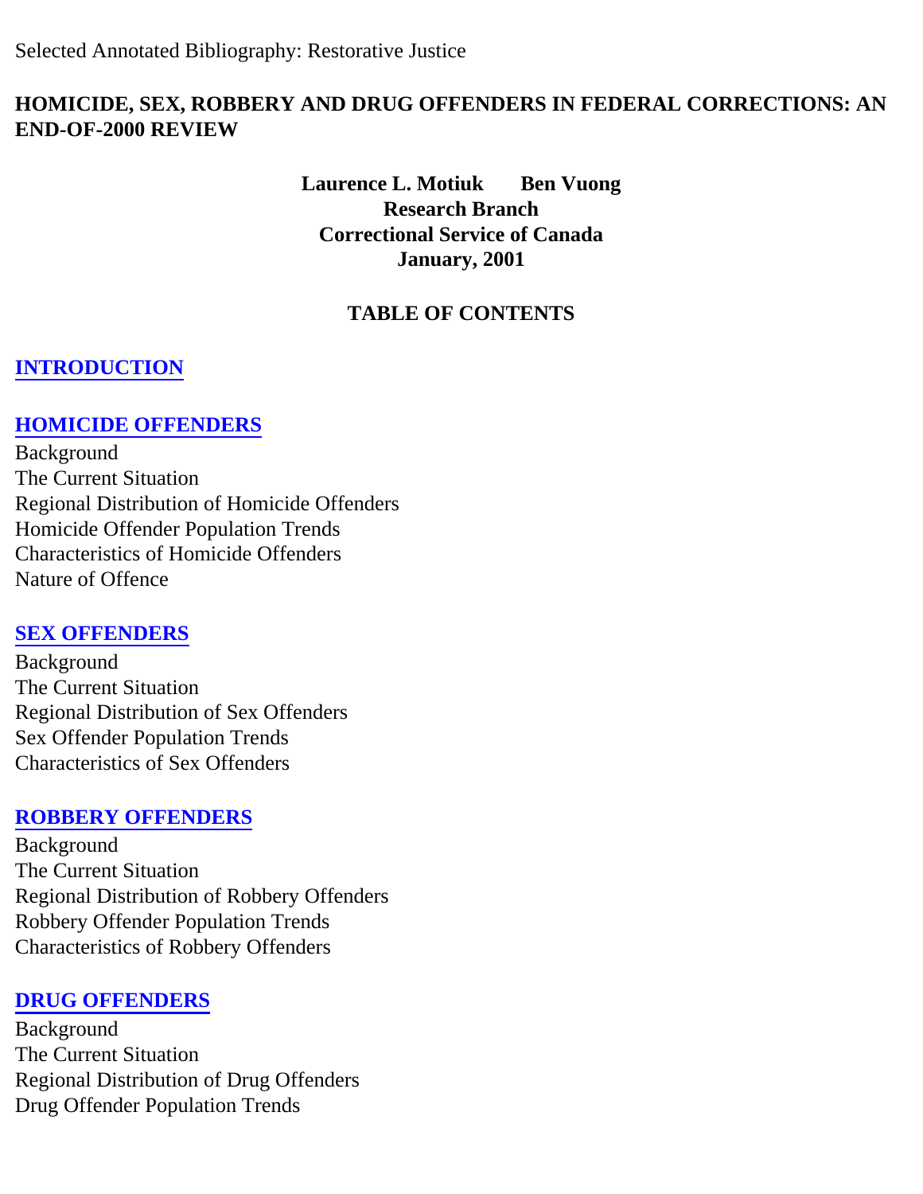Selected Annotated Bibliography: Restorative Justice

# HOMICIDE, SEX, ROBBERY AND DRUG OFFENDERS IN FEDERAL CORRECTIONS: AN END-OF-2000 REVIEW

**Laurence L. Motiuk Ben Vuong**
**Research Branch**
**Correctional Service of Canada**
**January, 2001**

## TABLE OF CONTENTS

**INTRODUCTION**

**HOMICIDE OFFENDERS**
Background
The Current Situation
Regional Distribution of Homicide Offenders
Homicide Offender Population Trends
Characteristics of Homicide Offenders
Nature of Offence

**SEX OFFENDERS**
Background
The Current Situation
Regional Distribution of Sex Offenders
Sex Offender Population Trends
Characteristics of Sex Offenders

**ROBBERY OFFENDERS**
Background
The Current Situation
Regional Distribution of Robbery Offenders
Robbery Offender Population Trends
Characteristics of Robbery Offenders

**DRUG OFFENDERS**
Background
The Current Situation
Regional Distribution of Drug Offenders
Drug Offender Population Trends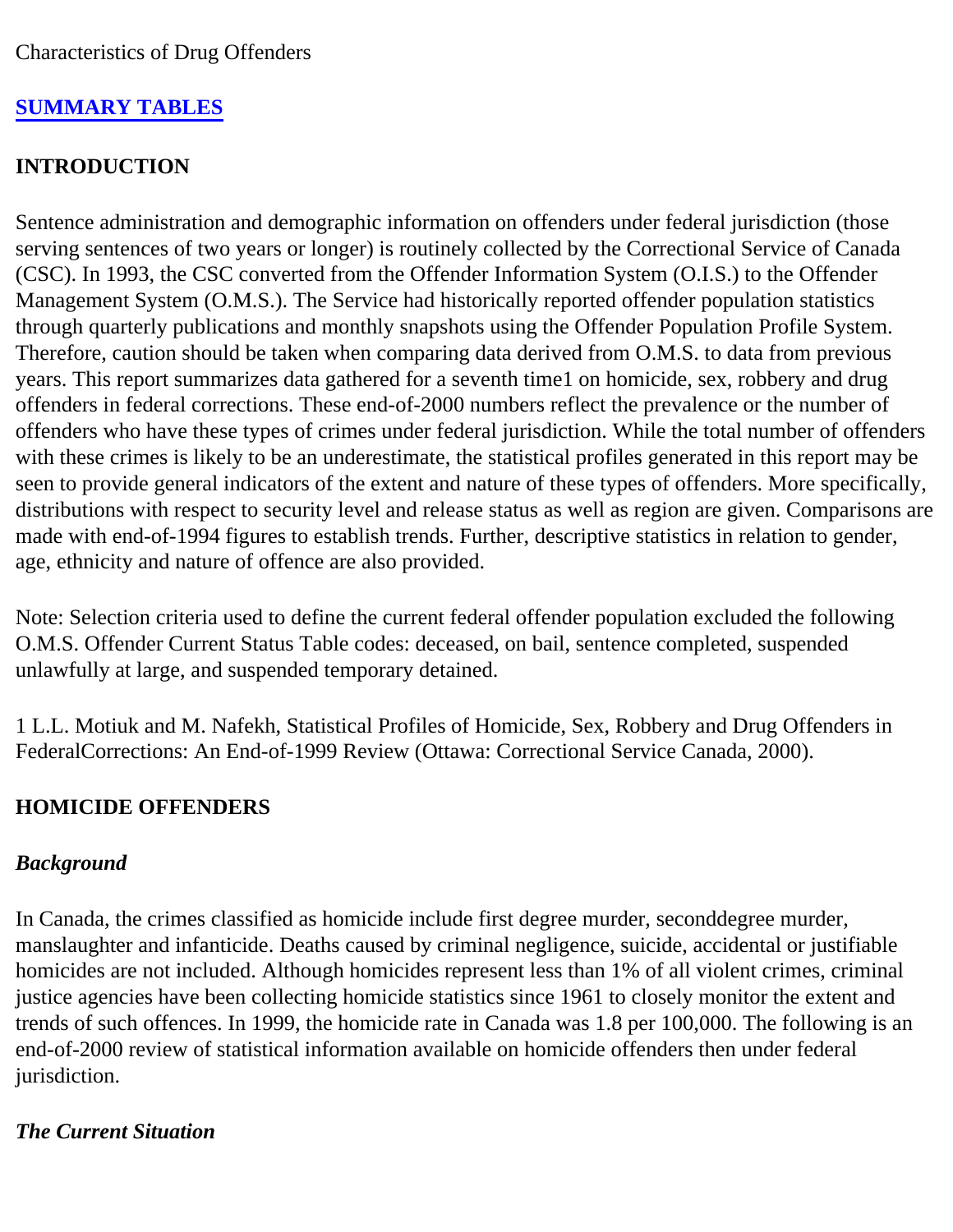Characteristics of Drug Offenders

**SUMMARY TABLES**

**INTRODUCTION**

Sentence administration and demographic information on offenders under federal jurisdiction (those serving sentences of two years or longer) is routinely collected by the Correctional Service of Canada (CSC). In 1993, the CSC converted from the Offender Information System (O.I.S.) to the Offender Management System (O.M.S.). The Service had historically reported offender population statistics through quarterly publications and monthly snapshots using the Offender Population Profile System. Therefore, caution should be taken when comparing data derived from O.M.S. to data from previous years. This report summarizes data gathered for a seventh time[1] on homicide, sex, robbery and drug offenders in federal corrections. These end-of-2000 numbers reflect the prevalence or the number of offenders who have these types of crimes under federal jurisdiction. While the total number of offenders with these crimes is likely to be an underestimate, the statistical profiles generated in this report may be seen to provide general indicators of the extent and nature of these types of offenders. More specifically, distributions with respect to security level and release status as well as region are given. Comparisons are made with end-of-1994 figures to establish trends. Further, descriptive statistics in relation to gender, age, ethnicity and nature of offence are also provided.

Note: Selection criteria used to define the current federal offender population excluded the following O.M.S. Offender Current Status Table codes: deceased, on bail, sentence completed, suspended unlawfully at large, and suspended temporary detained.

1 L.L. Motiuk and M. Nafekh, Statistical Profiles of Homicide, Sex, Robbery and Drug Offenders in FederalCorrections: An End-of-1999 Review (Ottawa: Correctional Service Canada, 2000).

**HOMICIDE OFFENDERS**

***Background***

In Canada, the crimes classified as homicide include first degree murder, seconddegree murder, manslaughter and infanticide. Deaths caused by criminal negligence, suicide, accidental or justifiable homicides are not included. Although homicides represent less than 1% of all violent crimes, criminal justice agencies have been collecting homicide statistics since 1961 to closely monitor the extent and trends of such offences. In 1999, the homicide rate in Canada was 1.8 per 100,000. The following is an end-of-2000 review of statistical information available on homicide offenders then under federal jurisdiction.

***The Current Situation***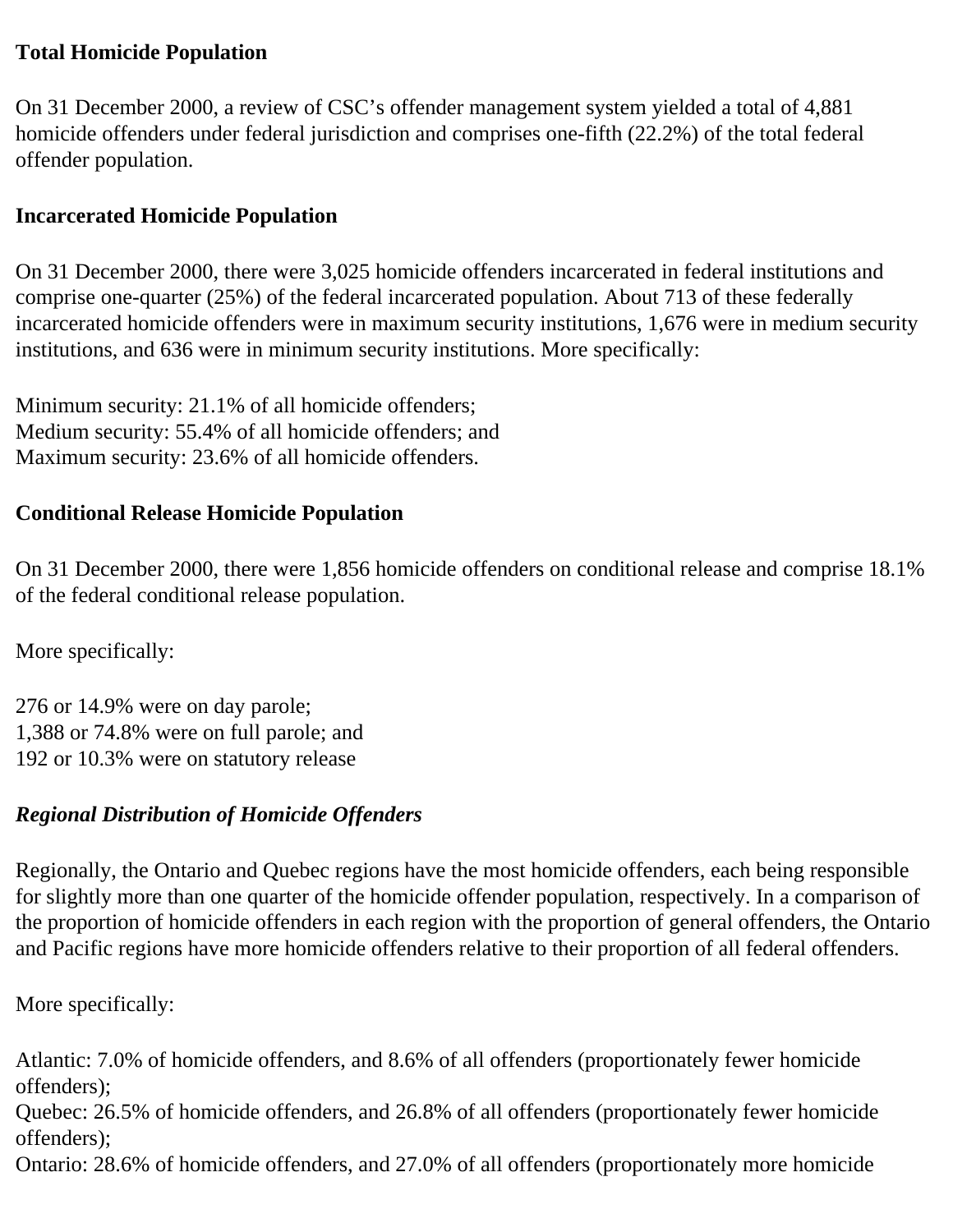**Total Homicide Population**

On 31 December 2000, a review of CSC's offender management system yielded a total of 4,881 homicide offenders under federal jurisdiction and comprises one-fifth (22.2%) of the total federal offender population.

**Incarcerated Homicide Population**

On 31 December 2000, there were 3,025 homicide offenders incarcerated in federal institutions and comprise one-quarter (25%) of the federal incarcerated population. About 713 of these federally incarcerated homicide offenders were in maximum security institutions, 1,676 were in medium security institutions, and 636 were in minimum security institutions. More specifically:

Minimum security: 21.1% of all homicide offenders;
Medium security: 55.4% of all homicide offenders; and
Maximum security: 23.6% of all homicide offenders.

**Conditional Release Homicide Population**

On 31 December 2000, there were 1,856 homicide offenders on conditional release and comprise 18.1% of the federal conditional release population.

More specifically:

276 or 14.9% were on day parole;
1,388 or 74.8% were on full parole; and
192 or 10.3% were on statutory release

***Regional Distribution of Homicide Offenders***

Regionally, the Ontario and Quebec regions have the most homicide offenders, each being responsible for slightly more than one quarter of the homicide offender population, respectively. In a comparison of the proportion of homicide offenders in each region with the proportion of general offenders, the Ontario and Pacific regions have more homicide offenders relative to their proportion of all federal offenders.

More specifically:

Atlantic: 7.0% of homicide offenders, and 8.6% of all offenders (proportionately fewer homicide offenders);
Quebec: 26.5% of homicide offenders, and 26.8% of all offenders (proportionately fewer homicide offenders);
Ontario: 28.6% of homicide offenders, and 27.0% of all offenders (proportionately more homicide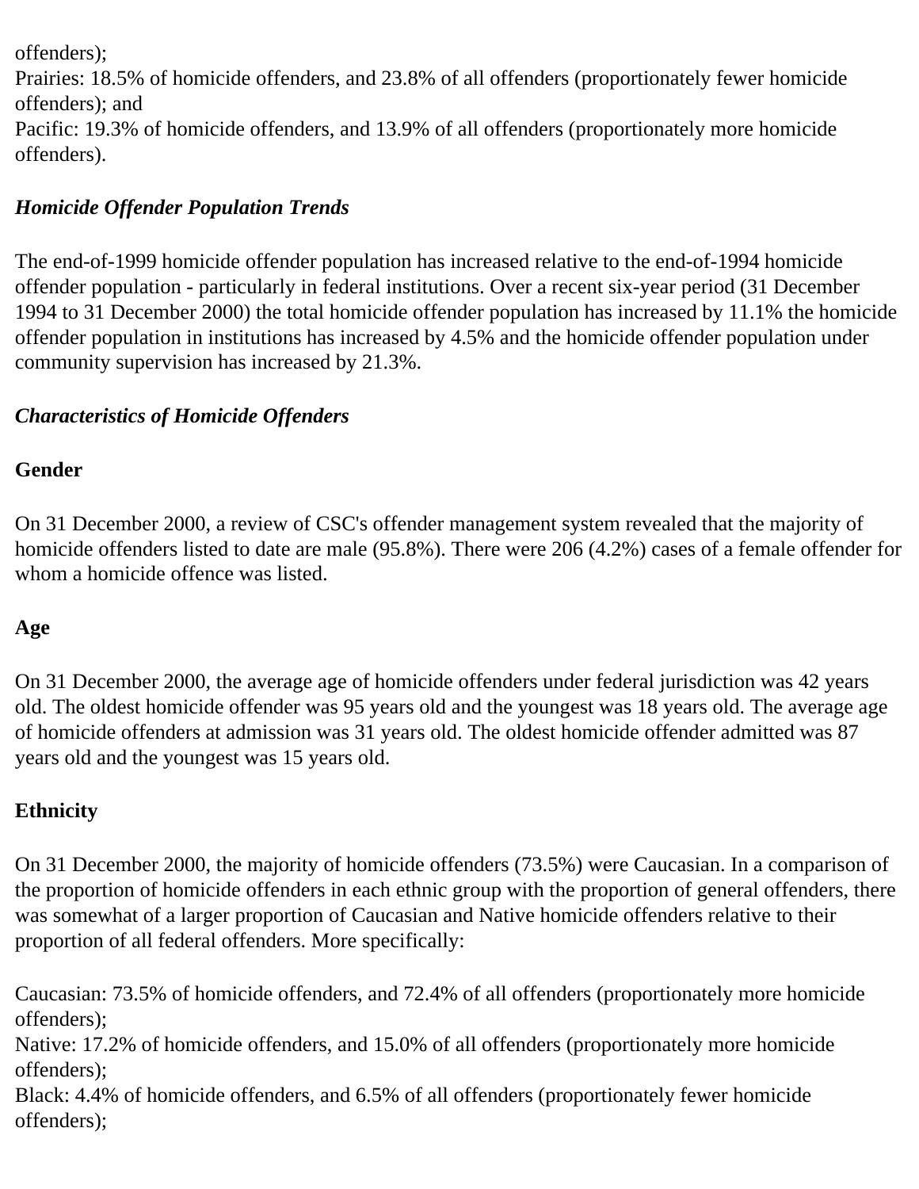offenders);
Prairies: 18.5% of homicide offenders, and 23.8% of all offenders (proportionately fewer homicide offenders); and
Pacific: 19.3% of homicide offenders, and 13.9% of all offenders (proportionately more homicide offenders).

### *Homicide Offender Population Trends*

The end-of-1999 homicide offender population has increased relative to the end-of-1994 homicide offender population - particularly in federal institutions. Over a recent six-year period (31 December 1994 to 31 December 2000) the total homicide offender population has increased by 11.1% the homicide offender population in institutions has increased by 4.5% and the homicide offender population under community supervision has increased by 21.3%.

### *Characteristics of Homicide Offenders*

#### Gender

On 31 December 2000, a review of CSC's offender management system revealed that the majority of homicide offenders listed to date are male (95.8%). There were 206 (4.2%) cases of a female offender for whom a homicide offence was listed.

#### Age

On 31 December 2000, the average age of homicide offenders under federal jurisdiction was 42 years old. The oldest homicide offender was 95 years old and the youngest was 18 years old. The average age of homicide offenders at admission was 31 years old. The oldest homicide offender admitted was 87 years old and the youngest was 15 years old.

#### Ethnicity

On 31 December 2000, the majority of homicide offenders (73.5%) were Caucasian. In a comparison of the proportion of homicide offenders in each ethnic group with the proportion of general offenders, there was somewhat of a larger proportion of Caucasian and Native homicide offenders relative to their proportion of all federal offenders. More specifically:

Caucasian: 73.5% of homicide offenders, and 72.4% of all offenders (proportionately more homicide offenders);
Native: 17.2% of homicide offenders, and 15.0% of all offenders (proportionately more homicide offenders);
Black: 4.4% of homicide offenders, and 6.5% of all offenders (proportionately fewer homicide offenders);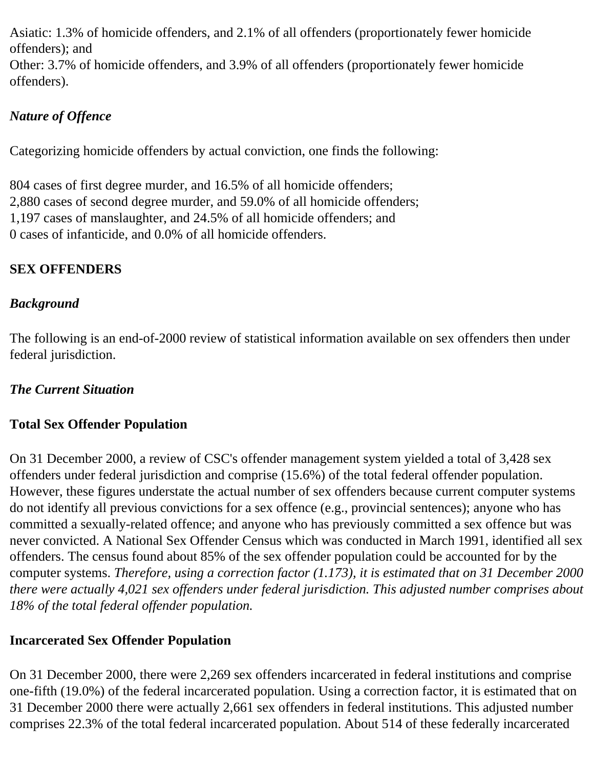Asiatic: 1.3% of homicide offenders, and 2.1% of all offenders (proportionately fewer homicide offenders); and
Other: 3.7% of homicide offenders, and 3.9% of all offenders (proportionately fewer homicide offenders).

***Nature of Offence***

Categorizing homicide offenders by actual conviction, one finds the following:

804 cases of first degree murder, and 16.5% of all homicide offenders;
2,880 cases of second degree murder, and 59.0% of all homicide offenders;
1,197 cases of manslaughter, and 24.5% of all homicide offenders; and
0 cases of infanticide, and 0.0% of all homicide offenders.

**SEX OFFENDERS**

***Background***

The following is an end-of-2000 review of statistical information available on sex offenders then under federal jurisdiction.

***The Current Situation***

**Total Sex Offender Population**

On 31 December 2000, a review of CSC's offender management system yielded a total of 3,428 sex offenders under federal jurisdiction and comprise (15.6%) of the total federal offender population. However, these figures understate the actual number of sex offenders because current computer systems do not identify all previous convictions for a sex offence (e.g., provincial sentences); anyone who has committed a sexually-related offence; and anyone who has previously committed a sex offence but was never convicted. A National Sex Offender Census which was conducted in March 1991, identified all sex offenders. The census found about 85% of the sex offender population could be accounted for by the computer systems. *Therefore, using a correction factor (1.173), it is estimated that on 31 December 2000 there were actually 4,021 sex offenders under federal jurisdiction. This adjusted number comprises about 18% of the total federal offender population.*

**Incarcerated Sex Offender Population**

On 31 December 2000, there were 2,269 sex offenders incarcerated in federal institutions and comprise one-fifth (19.0%) of the federal incarcerated population. Using a correction factor, it is estimated that on 31 December 2000 there were actually 2,661 sex offenders in federal institutions. This adjusted number comprises 22.3% of the total federal incarcerated population. About 514 of these federally incarcerated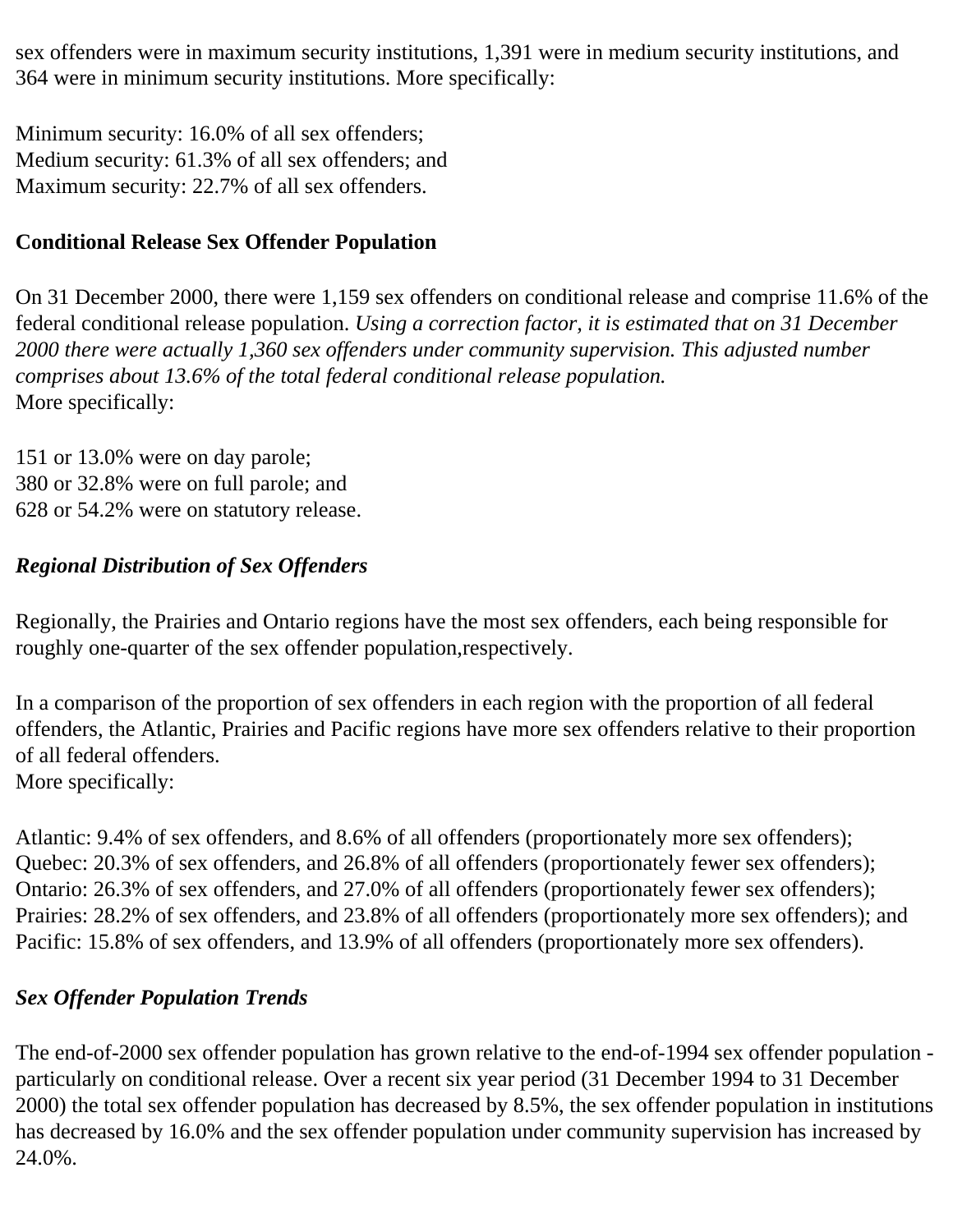sex offenders were in maximum security institutions, 1,391 were in medium security institutions, and 364 were in minimum security institutions. More specifically:

Minimum security: 16.0% of all sex offenders;
Medium security: 61.3% of all sex offenders; and
Maximum security: 22.7% of all sex offenders.

**Conditional Release Sex Offender Population**

On 31 December 2000, there were 1,159 sex offenders on conditional release and comprise 11.6% of the federal conditional release population. *Using a correction factor, it is estimated that on 31 December 2000 there were actually 1,360 sex offenders under community supervision. This adjusted number comprises about 13.6% of the total federal conditional release population.*
More specifically:

151 or 13.0% were on day parole;
380 or 32.8% were on full parole; and
628 or 54.2% were on statutory release.

***Regional Distribution of Sex Offenders***

Regionally, the Prairies and Ontario regions have the most sex offenders, each being responsible for roughly one-quarter of the sex offender population,respectively.

In a comparison of the proportion of sex offenders in each region with the proportion of all federal offenders, the Atlantic, Prairies and Pacific regions have more sex offenders relative to their proportion of all federal offenders.
More specifically:

Atlantic: 9.4% of sex offenders, and 8.6% of all offenders (proportionately more sex offenders);
Quebec: 20.3% of sex offenders, and 26.8% of all offenders (proportionately fewer sex offenders);
Ontario: 26.3% of sex offenders, and 27.0% of all offenders (proportionately fewer sex offenders);
Prairies: 28.2% of sex offenders, and 23.8% of all offenders (proportionately more sex offenders); and
Pacific: 15.8% of sex offenders, and 13.9% of all offenders (proportionately more sex offenders).

***Sex Offender Population Trends***

The end-of-2000 sex offender population has grown relative to the end-of-1994 sex offender population - particularly on conditional release. Over a recent six year period (31 December 1994 to 31 December 2000) the total sex offender population has decreased by 8.5%, the sex offender population in institutions has decreased by 16.0% and the sex offender population under community supervision has increased by 24.0%.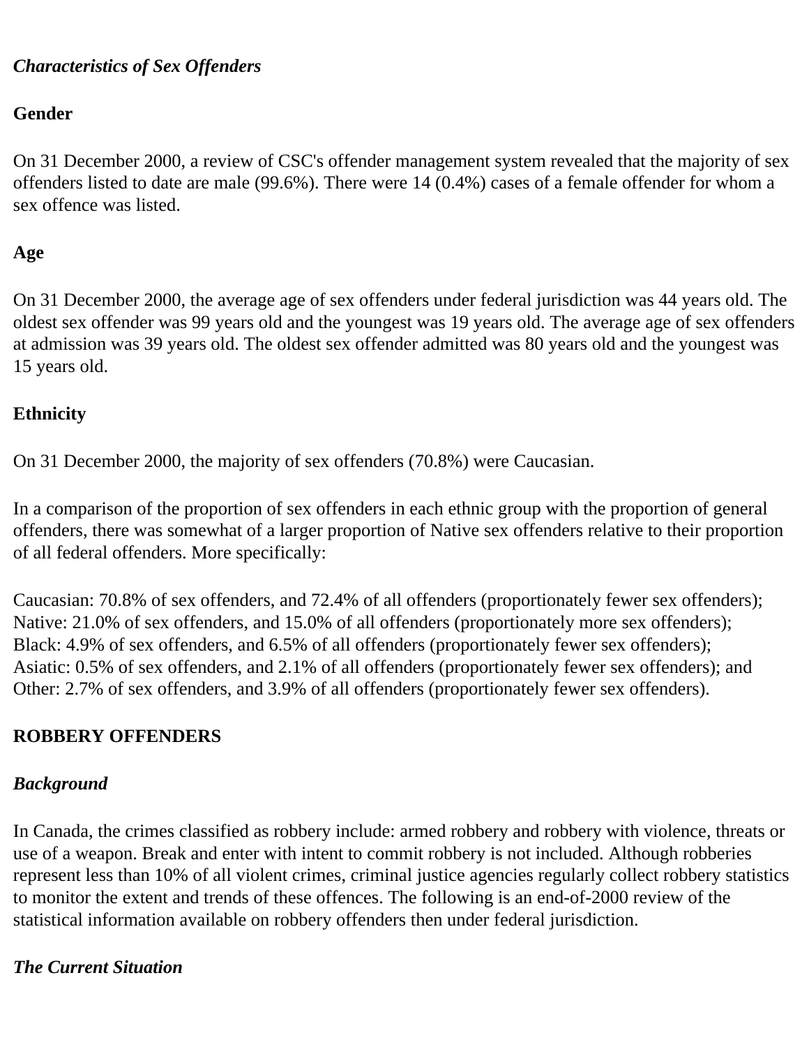### *Characteristics of Sex Offenders*

**Gender**

On 31 December 2000, a review of CSC's offender management system revealed that the majority of sex offenders listed to date are male (99.6%). There were 14 (0.4%) cases of a female offender for whom a sex offence was listed.

**Age**

On 31 December 2000, the average age of sex offenders under federal jurisdiction was 44 years old. The oldest sex offender was 99 years old and the youngest was 19 years old. The average age of sex offenders at admission was 39 years old. The oldest sex offender admitted was 80 years old and the youngest was 15 years old.

**Ethnicity**

On 31 December 2000, the majority of sex offenders (70.8%) were Caucasian.

In a comparison of the proportion of sex offenders in each ethnic group with the proportion of general offenders, there was somewhat of a larger proportion of Native sex offenders relative to their proportion of all federal offenders. More specifically:

Caucasian: 70.8% of sex offenders, and 72.4% of all offenders (proportionately fewer sex offenders);
Native: 21.0% of sex offenders, and 15.0% of all offenders (proportionately more sex offenders);
Black: 4.9% of sex offenders, and 6.5% of all offenders (proportionately fewer sex offenders);
Asiatic: 0.5% of sex offenders, and 2.1% of all offenders (proportionately fewer sex offenders); and
Other: 2.7% of sex offenders, and 3.9% of all offenders (proportionately fewer sex offenders).

## ROBBERY OFFENDERS

### *Background*

In Canada, the crimes classified as robbery include: armed robbery and robbery with violence, threats or use of a weapon. Break and enter with intent to commit robbery is not included. Although robberies represent less than 10% of all violent crimes, criminal justice agencies regularly collect robbery statistics to monitor the extent and trends of these offences. The following is an end-of-2000 review of the statistical information available on robbery offenders then under federal jurisdiction.

### *The Current Situation*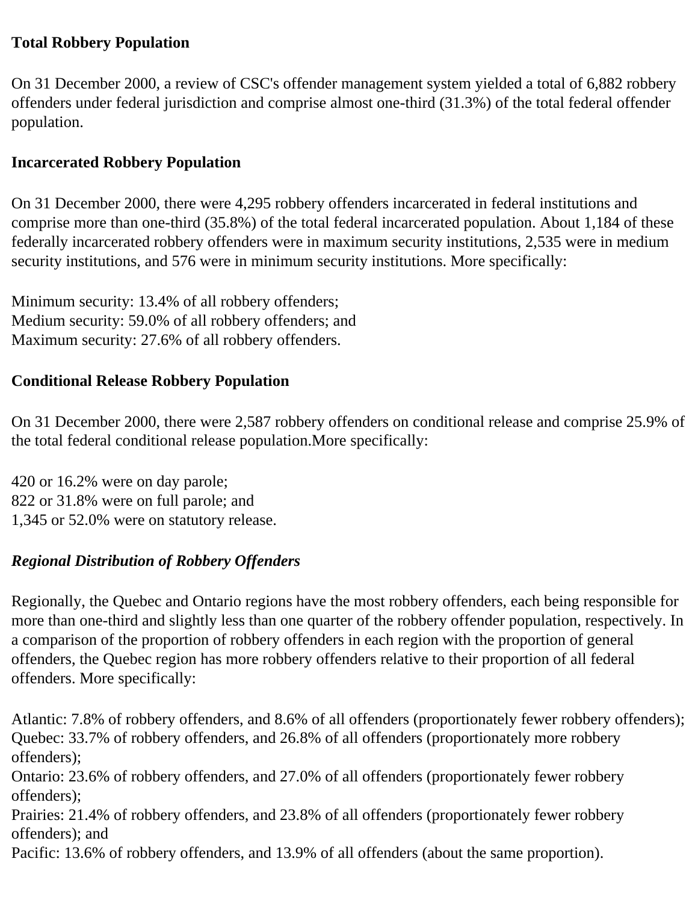**Total Robbery Population**

On 31 December 2000, a review of CSC's offender management system yielded a total of 6,882 robbery offenders under federal jurisdiction and comprise almost one-third (31.3%) of the total federal offender population.

**Incarcerated Robbery Population**

On 31 December 2000, there were 4,295 robbery offenders incarcerated in federal institutions and comprise more than one-third (35.8%) of the total federal incarcerated population. About 1,184 of these federally incarcerated robbery offenders were in maximum security institutions, 2,535 were in medium security institutions, and 576 were in minimum security institutions. More specifically:

Minimum security: 13.4% of all robbery offenders;
Medium security: 59.0% of all robbery offenders; and
Maximum security: 27.6% of all robbery offenders.

**Conditional Release Robbery Population**

On 31 December 2000, there were 2,587 robbery offenders on conditional release and comprise 25.9% of the total federal conditional release population.More specifically:

420 or 16.2% were on day parole;
822 or 31.8% were on full parole; and
1,345 or 52.0% were on statutory release.

***Regional Distribution of Robbery Offenders***

Regionally, the Quebec and Ontario regions have the most robbery offenders, each being responsible for more than one-third and slightly less than one quarter of the robbery offender population, respectively. In a comparison of the proportion of robbery offenders in each region with the proportion of general offenders, the Quebec region has more robbery offenders relative to their proportion of all federal offenders. More specifically:

Atlantic: 7.8% of robbery offenders, and 8.6% of all offenders (proportionately fewer robbery offenders);
Quebec: 33.7% of robbery offenders, and 26.8% of all offenders (proportionately more robbery offenders);
Ontario: 23.6% of robbery offenders, and 27.0% of all offenders (proportionately fewer robbery offenders);
Prairies: 21.4% of robbery offenders, and 23.8% of all offenders (proportionately fewer robbery offenders); and
Pacific: 13.6% of robbery offenders, and 13.9% of all offenders (about the same proportion).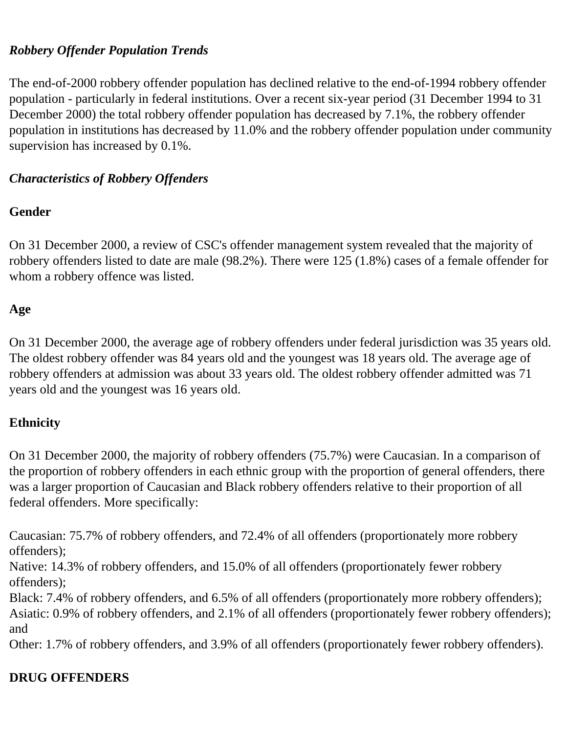*Robbery Offender Population Trends*

The end-of-2000 robbery offender population has declined relative to the end-of-1994 robbery offender population - particularly in federal institutions. Over a recent six-year period (31 December 1994 to 31 December 2000) the total robbery offender population has decreased by 7.1%, the robbery offender population in institutions has decreased by 11.0% and the robbery offender population under community supervision has increased by 0.1%.

*Characteristics of Robbery Offenders*

**Gender**

On 31 December 2000, a review of CSC's offender management system revealed that the majority of robbery offenders listed to date are male (98.2%). There were 125 (1.8%) cases of a female offender for whom a robbery offence was listed.

**Age**

On 31 December 2000, the average age of robbery offenders under federal jurisdiction was 35 years old. The oldest robbery offender was 84 years old and the youngest was 18 years old. The average age of robbery offenders at admission was about 33 years old. The oldest robbery offender admitted was 71 years old and the youngest was 16 years old.

**Ethnicity**

On 31 December 2000, the majority of robbery offenders (75.7%) were Caucasian. In a comparison of the proportion of robbery offenders in each ethnic group with the proportion of general offenders, there was a larger proportion of Caucasian and Black robbery offenders relative to their proportion of all federal offenders. More specifically:

Caucasian: 75.7% of robbery offenders, and 72.4% of all offenders (proportionately more robbery offenders);
Native: 14.3% of robbery offenders, and 15.0% of all offenders (proportionately fewer robbery offenders);
Black: 7.4% of robbery offenders, and 6.5% of all offenders (proportionately more robbery offenders);
Asiatic: 0.9% of robbery offenders, and 2.1% of all offenders (proportionately fewer robbery offenders); and
Other: 1.7% of robbery offenders, and 3.9% of all offenders (proportionately fewer robbery offenders).

**DRUG OFFENDERS**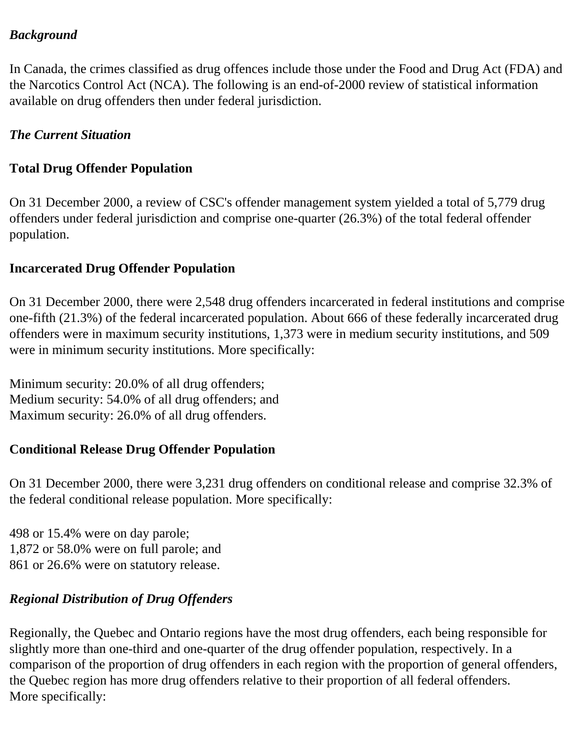*Background*

In Canada, the crimes classified as drug offences include those under the Food and Drug Act (FDA) and the Narcotics Control Act (NCA). The following is an end-of-2000 review of statistical information available on drug offenders then under federal jurisdiction.

*The Current Situation*

**Total Drug Offender Population**

On 31 December 2000, a review of CSC's offender management system yielded a total of 5,779 drug offenders under federal jurisdiction and comprise one-quarter (26.3%) of the total federal offender population.

**Incarcerated Drug Offender Population**

On 31 December 2000, there were 2,548 drug offenders incarcerated in federal institutions and comprise one-fifth (21.3%) of the federal incarcerated population. About 666 of these federally incarcerated drug offenders were in maximum security institutions, 1,373 were in medium security institutions, and 509 were in minimum security institutions. More specifically:

Minimum security: 20.0% of all drug offenders;
Medium security: 54.0% of all drug offenders; and
Maximum security: 26.0% of all drug offenders.

**Conditional Release Drug Offender Population**

On 31 December 2000, there were 3,231 drug offenders on conditional release and comprise 32.3% of the federal conditional release population. More specifically:

498 or 15.4% were on day parole;
1,872 or 58.0% were on full parole; and
861 or 26.6% were on statutory release.

*Regional Distribution of Drug Offenders*

Regionally, the Quebec and Ontario regions have the most drug offenders, each being responsible for slightly more than one-third and one-quarter of the drug offender population, respectively. In a comparison of the proportion of drug offenders in each region with the proportion of general offenders, the Quebec region has more drug offenders relative to their proportion of all federal offenders.
More specifically: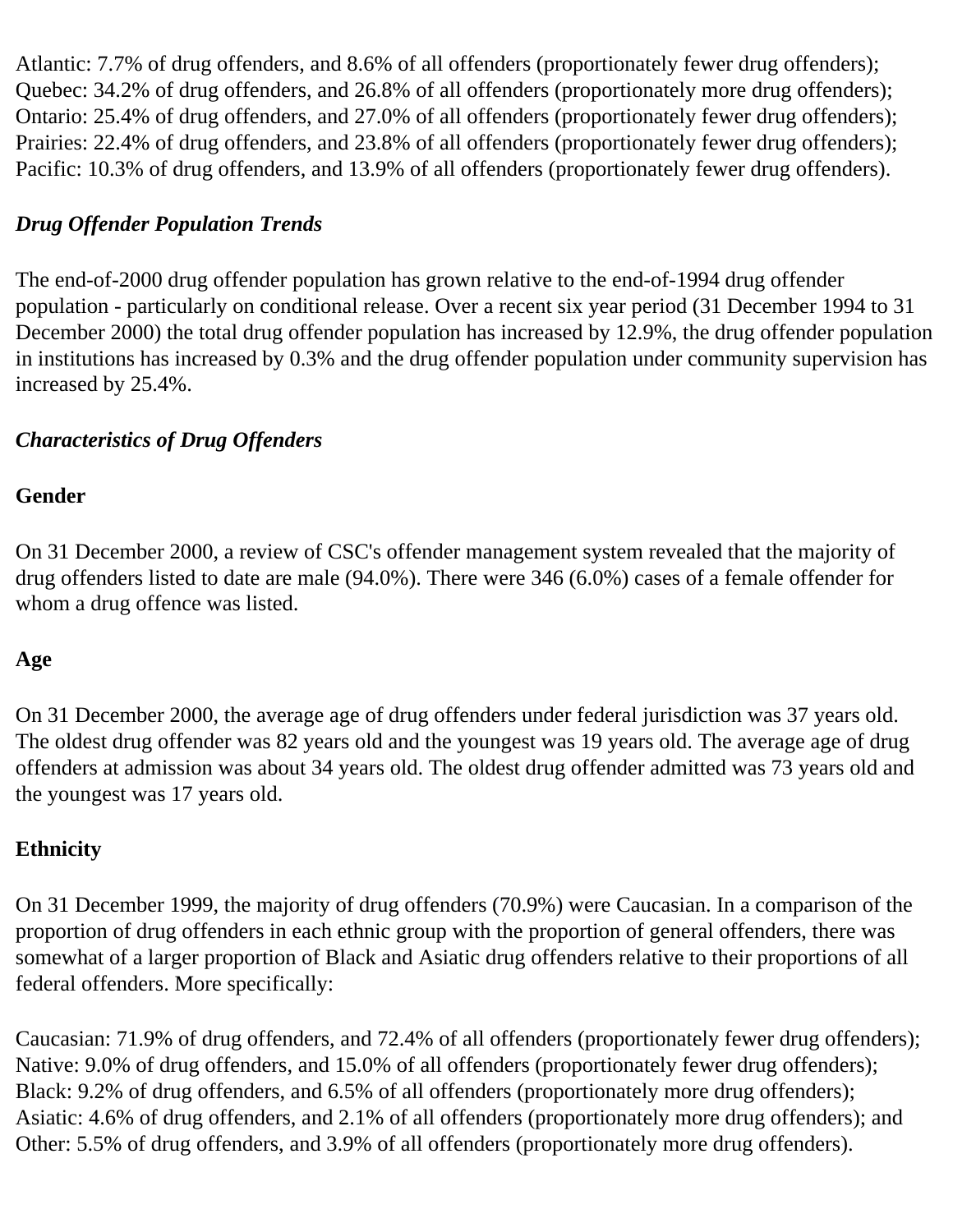Atlantic: 7.7% of drug offenders, and 8.6% of all offenders (proportionately fewer drug offenders);
Quebec: 34.2% of drug offenders, and 26.8% of all offenders (proportionately more drug offenders);
Ontario: 25.4% of drug offenders, and 27.0% of all offenders (proportionately fewer drug offenders);
Prairies: 22.4% of drug offenders, and 23.8% of all offenders (proportionately fewer drug offenders);
Pacific: 10.3% of drug offenders, and 13.9% of all offenders (proportionately fewer drug offenders).

***Drug Offender Population Trends***

The end-of-2000 drug offender population has grown relative to the end-of-1994 drug offender population - particularly on conditional release. Over a recent six year period (31 December 1994 to 31 December 2000) the total drug offender population has increased by 12.9%, the drug offender population in institutions has increased by 0.3% and the drug offender population under community supervision has increased by 25.4%.

***Characteristics of Drug Offenders***

**Gender**

On 31 December 2000, a review of CSC's offender management system revealed that the majority of drug offenders listed to date are male (94.0%). There were 346 (6.0%) cases of a female offender for whom a drug offence was listed.

**Age**

On 31 December 2000, the average age of drug offenders under federal jurisdiction was 37 years old. The oldest drug offender was 82 years old and the youngest was 19 years old. The average age of drug offenders at admission was about 34 years old. The oldest drug offender admitted was 73 years old and the youngest was 17 years old.

**Ethnicity**

On 31 December 1999, the majority of drug offenders (70.9%) were Caucasian. In a comparison of the proportion of drug offenders in each ethnic group with the proportion of general offenders, there was somewhat of a larger proportion of Black and Asiatic drug offenders relative to their proportions of all federal offenders. More specifically:

Caucasian: 71.9% of drug offenders, and 72.4% of all offenders (proportionately fewer drug offenders);
Native: 9.0% of drug offenders, and 15.0% of all offenders (proportionately fewer drug offenders);
Black: 9.2% of drug offenders, and 6.5% of all offenders (proportionately more drug offenders);
Asiatic: 4.6% of drug offenders, and 2.1% of all offenders (proportionately more drug offenders); and
Other: 5.5% of drug offenders, and 3.9% of all offenders (proportionately more drug offenders).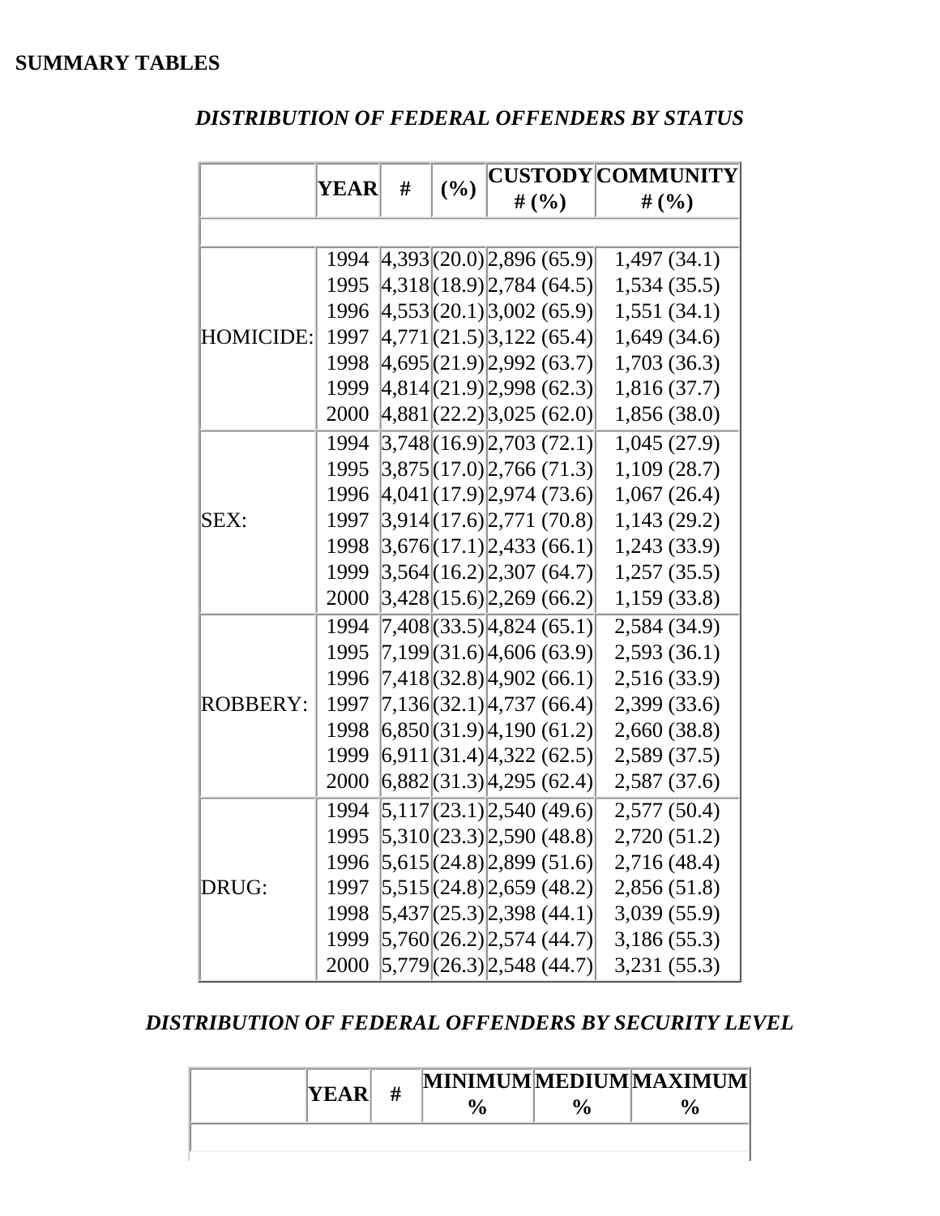**SUMMARY TABLES**

***DISTRIBUTION OF FEDERAL OFFENDERS BY STATUS***

| | YEAR | # | (%) | CUSTODY # (%) | COMMUNITY # (%) |
|---|---|---|---|---|---|
| HOMICIDE: | 1994 | 4,393 | (20.0) | 2,896 (65.9) | 1,497 (34.1) |
| | 1995 | 4,318 | (18.9) | 2,784 (64.5) | 1,534 (35.5) |
| | 1996 | 4,553 | (20.1) | 3,002 (65.9) | 1,551 (34.1) |
| | 1997 | 4,771 | (21.5) | 3,122 (65.4) | 1,649 (34.6) |
| | 1998 | 4,695 | (21.9) | 2,992 (63.7) | 1,703 (36.3) |
| | 1999 | 4,814 | (21.9) | 2,998 (62.3) | 1,816 (37.7) |
| | 2000 | 4,881 | (22.2) | 3,025 (62.0) | 1,856 (38.0) |
| SEX: | 1994 | 3,748 | (16.9) | 2,703 (72.1) | 1,045 (27.9) |
| | 1995 | 3,875 | (17.0) | 2,766 (71.3) | 1,109 (28.7) |
| | 1996 | 4,041 | (17.9) | 2,974 (73.6) | 1,067 (26.4) |
| | 1997 | 3,914 | (17.6) | 2,771 (70.8) | 1,143 (29.2) |
| | 1998 | 3,676 | (17.1) | 2,433 (66.1) | 1,243 (33.9) |
| | 1999 | 3,564 | (16.2) | 2,307 (64.7) | 1,257 (35.5) |
| | 2000 | 3,428 | (15.6) | 2,269 (66.2) | 1,159 (33.8) |
| ROBBERY: | 1994 | 7,408 | (33.5) | 4,824 (65.1) | 2,584 (34.9) |
| | 1995 | 7,199 | (31.6) | 4,606 (63.9) | 2,593 (36.1) |
| | 1996 | 7,418 | (32.8) | 4,902 (66.1) | 2,516 (33.9) |
| | 1997 | 7,136 | (32.1) | 4,737 (66.4) | 2,399 (33.6) |
| | 1998 | 6,850 | (31.9) | 4,190 (61.2) | 2,660 (38.8) |
| | 1999 | 6,911 | (31.4) | 4,322 (62.5) | 2,589 (37.5) |
| | 2000 | 6,882 | (31.3) | 4,295 (62.4) | 2,587 (37.6) |
| DRUG: | 1994 | 5,117 | (23.1) | 2,540 (49.6) | 2,577 (50.4) |
| | 1995 | 5,310 | (23.3) | 2,590 (48.8) | 2,720 (51.2) |
| | 1996 | 5,615 | (24.8) | 2,899 (51.6) | 2,716 (48.4) |
| | 1997 | 5,515 | (24.8) | 2,659 (48.2) | 2,856 (51.8) |
| | 1998 | 5,437 | (25.3) | 2,398 (44.1) | 3,039 (55.9) |
| | 1999 | 5,760 | (26.2) | 2,574 (44.7) | 3,186 (55.3) |
| | 2000 | 5,779 | (26.3) | 2,548 (44.7) | 3,231 (55.3) |

***DISTRIBUTION OF FEDERAL OFFENDERS BY SECURITY LEVEL***

| | YEAR | # | MINIMUM % | MEDIUM % | MAXIMUM % |
|---|---|---|---|---|---|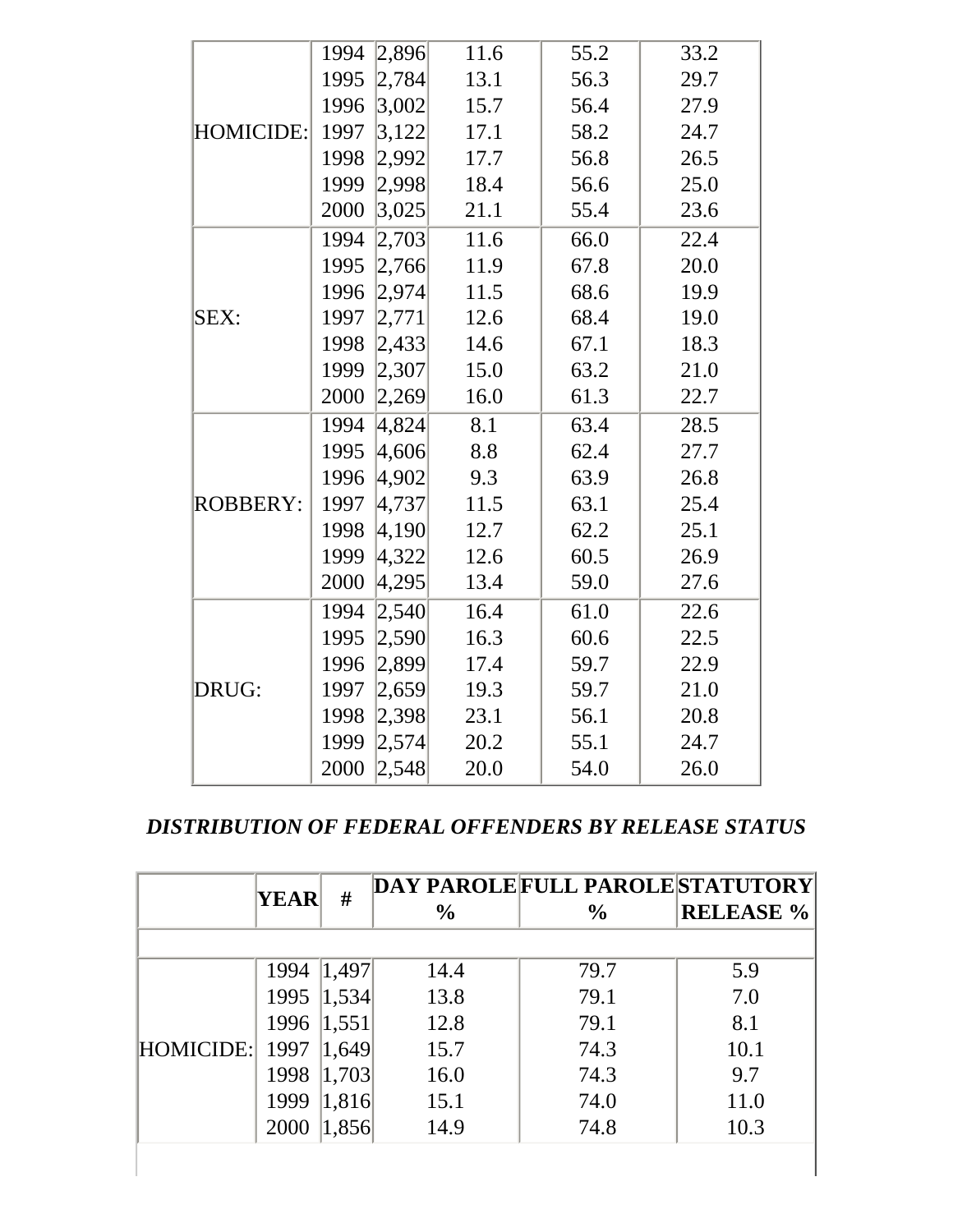| | | | | | |
|---|---|---|---|---|---|
| HOMICIDE: | 1994 | 2,896 | 11.6 | 55.2 | 33.2 |
| | 1995 | 2,784 | 13.1 | 56.3 | 29.7 |
| | 1996 | 3,002 | 15.7 | 56.4 | 27.9 |
| | 1997 | 3,122 | 17.1 | 58.2 | 24.7 |
| | 1998 | 2,992 | 17.7 | 56.8 | 26.5 |
| | 1999 | 2,998 | 18.4 | 56.6 | 25.0 |
| | 2000 | 3,025 | 21.1 | 55.4 | 23.6 |
| SEX: | 1994 | 2,703 | 11.6 | 66.0 | 22.4 |
| | 1995 | 2,766 | 11.9 | 67.8 | 20.0 |
| | 1996 | 2,974 | 11.5 | 68.6 | 19.9 |
| | 1997 | 2,771 | 12.6 | 68.4 | 19.0 |
| | 1998 | 2,433 | 14.6 | 67.1 | 18.3 |
| | 1999 | 2,307 | 15.0 | 63.2 | 21.0 |
| | 2000 | 2,269 | 16.0 | 61.3 | 22.7 |
| ROBBERY: | 1994 | 4,824 | 8.1 | 63.4 | 28.5 |
| | 1995 | 4,606 | 8.8 | 62.4 | 27.7 |
| | 1996 | 4,902 | 9.3 | 63.9 | 26.8 |
| | 1997 | 4,737 | 11.5 | 63.1 | 25.4 |
| | 1998 | 4,190 | 12.7 | 62.2 | 25.1 |
| | 1999 | 4,322 | 12.6 | 60.5 | 26.9 |
| | 2000 | 4,295 | 13.4 | 59.0 | 27.6 |
| DRUG: | 1994 | 2,540 | 16.4 | 61.0 | 22.6 |
| | 1995 | 2,590 | 16.3 | 60.6 | 22.5 |
| | 1996 | 2,899 | 17.4 | 59.7 | 22.9 |
| | 1997 | 2,659 | 19.3 | 59.7 | 21.0 |
| | 1998 | 2,398 | 23.1 | 56.1 | 20.8 |
| | 1999 | 2,574 | 20.2 | 55.1 | 24.7 |
| | 2000 | 2,548 | 20.0 | 54.0 | 26.0 |

***DISTRIBUTION OF FEDERAL OFFENDERS BY RELEASE STATUS***

| | YEAR | # | DAY PAROLE % | FULL PAROLE % | STATUTORY RELEASE % |
|---|---|---|---|---|---|
| HOMICIDE: | 1994 | 1,497 | 14.4 | 79.7 | 5.9 |
| | 1995 | 1,534 | 13.8 | 79.1 | 7.0 |
| | 1996 | 1,551 | 12.8 | 79.1 | 8.1 |
| | 1997 | 1,649 | 15.7 | 74.3 | 10.1 |
| | 1998 | 1,703 | 16.0 | 74.3 | 9.7 |
| | 1999 | 1,816 | 15.1 | 74.0 | 11.0 |
| | 2000 | 1,856 | 14.9 | 74.8 | 10.3 |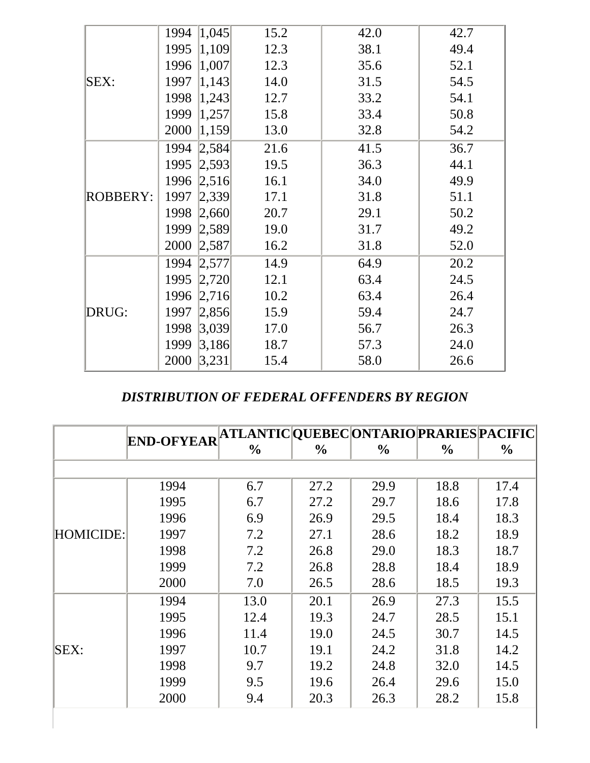| | | | | | |
|---|---|---|---|---|---|
| SEX: | 1994 | 1,045 | 15.2 | 42.0 | 42.7 |
| | 1995 | 1,109 | 12.3 | 38.1 | 49.4 |
| | 1996 | 1,007 | 12.3 | 35.6 | 52.1 |
| | 1997 | 1,143 | 14.0 | 31.5 | 54.5 |
| | 1998 | 1,243 | 12.7 | 33.2 | 54.1 |
| | 1999 | 1,257 | 15.8 | 33.4 | 50.8 |
| | 2000 | 1,159 | 13.0 | 32.8 | 54.2 |
| ROBBERY: | 1994 | 2,584 | 21.6 | 41.5 | 36.7 |
| | 1995 | 2,593 | 19.5 | 36.3 | 44.1 |
| | 1996 | 2,516 | 16.1 | 34.0 | 49.9 |
| | 1997 | 2,339 | 17.1 | 31.8 | 51.1 |
| | 1998 | 2,660 | 20.7 | 29.1 | 50.2 |
| | 1999 | 2,589 | 19.0 | 31.7 | 49.2 |
| | 2000 | 2,587 | 16.2 | 31.8 | 52.0 |
| DRUG: | 1994 | 2,577 | 14.9 | 64.9 | 20.2 |
| | 1995 | 2,720 | 12.1 | 63.4 | 24.5 |
| | 1996 | 2,716 | 10.2 | 63.4 | 26.4 |
| | 1997 | 2,856 | 15.9 | 59.4 | 24.7 |
| | 1998 | 3,039 | 17.0 | 56.7 | 26.3 |
| | 1999 | 3,186 | 18.7 | 57.3 | 24.0 |
| | 2000 | 3,231 | 15.4 | 58.0 | 26.6 |

### *DISTRIBUTION OF FEDERAL OFFENDERS BY REGION*

| | END-OFYEAR | ATLANTIC % | QUEBEC % | ONTARIO % | PRARIES % | PACIFIC % |
|---|---|---|---|---|---|---|
| HOMICIDE: | 1994 | 6.7 | 27.2 | 29.9 | 18.8 | 17.4 |
| | 1995 | 6.7 | 27.2 | 29.7 | 18.6 | 17.8 |
| | 1996 | 6.9 | 26.9 | 29.5 | 18.4 | 18.3 |
| | 1997 | 7.2 | 27.1 | 28.6 | 18.2 | 18.9 |
| | 1998 | 7.2 | 26.8 | 29.0 | 18.3 | 18.7 |
| | 1999 | 7.2 | 26.8 | 28.8 | 18.4 | 18.9 |
| | 2000 | 7.0 | 26.5 | 28.6 | 18.5 | 19.3 |
| SEX: | 1994 | 13.0 | 20.1 | 26.9 | 27.3 | 15.5 |
| | 1995 | 12.4 | 19.3 | 24.7 | 28.5 | 15.1 |
| | 1996 | 11.4 | 19.0 | 24.5 | 30.7 | 14.5 |
| | 1997 | 10.7 | 19.1 | 24.2 | 31.8 | 14.2 |
| | 1998 | 9.7 | 19.2 | 24.8 | 32.0 | 14.5 |
| | 1999 | 9.5 | 19.6 | 26.4 | 29.6 | 15.0 |
| | 2000 | 9.4 | 20.3 | 26.3 | 28.2 | 15.8 |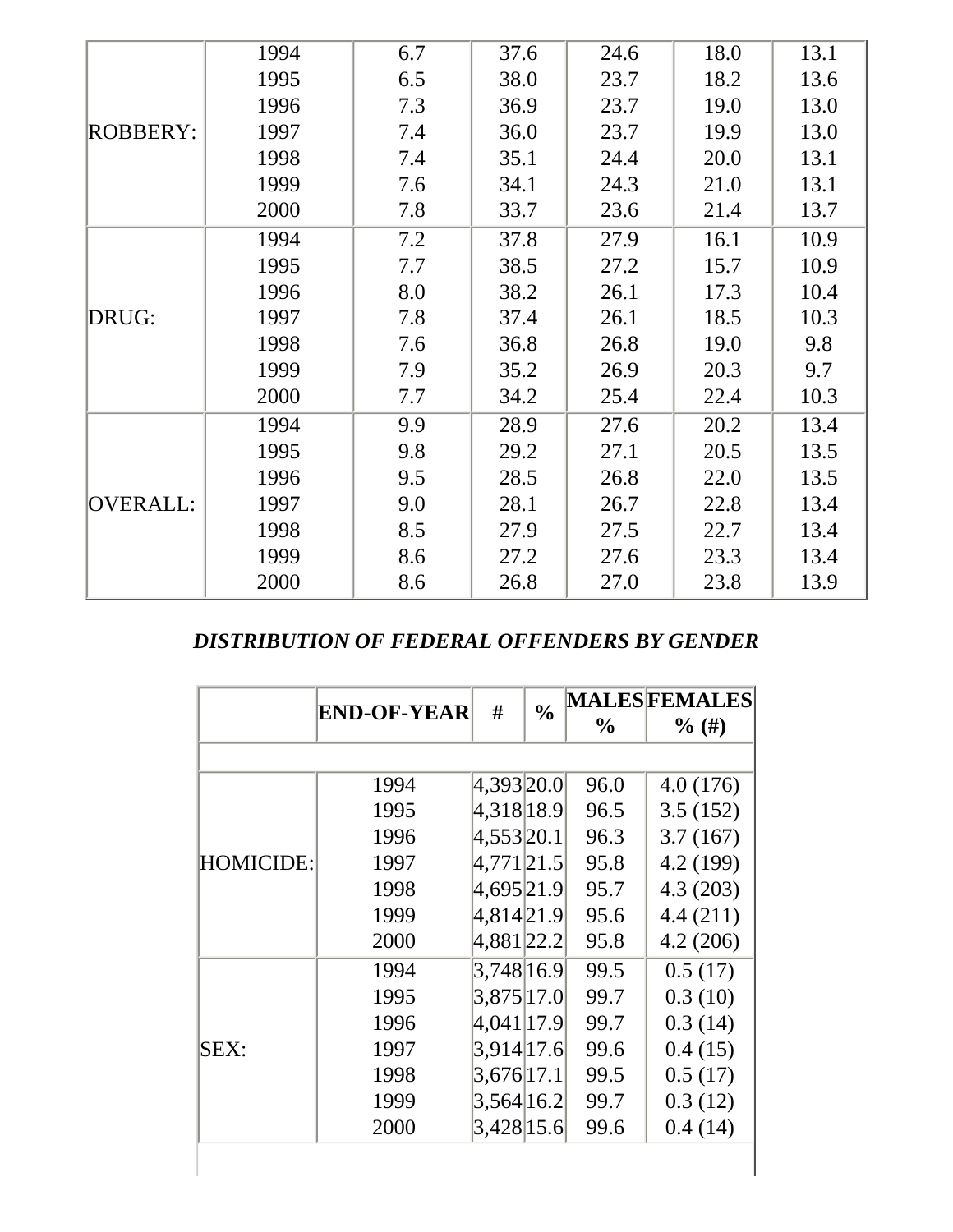| | | | | | | |
|---|---|---|---|---|---|---|
| ROBBERY: | 1994 | 6.7 | 37.6 | 24.6 | 18.0 | 13.1 |
| | 1995 | 6.5 | 38.0 | 23.7 | 18.2 | 13.6 |
| | 1996 | 7.3 | 36.9 | 23.7 | 19.0 | 13.0 |
| | 1997 | 7.4 | 36.0 | 23.7 | 19.9 | 13.0 |
| | 1998 | 7.4 | 35.1 | 24.4 | 20.0 | 13.1 |
| | 1999 | 7.6 | 34.1 | 24.3 | 21.0 | 13.1 |
| | 2000 | 7.8 | 33.7 | 23.6 | 21.4 | 13.7 |
| DRUG: | 1994 | 7.2 | 37.8 | 27.9 | 16.1 | 10.9 |
| | 1995 | 7.7 | 38.5 | 27.2 | 15.7 | 10.9 |
| | 1996 | 8.0 | 38.2 | 26.1 | 17.3 | 10.4 |
| | 1997 | 7.8 | 37.4 | 26.1 | 18.5 | 10.3 |
| | 1998 | 7.6 | 36.8 | 26.8 | 19.0 | 9.8 |
| | 1999 | 7.9 | 35.2 | 26.9 | 20.3 | 9.7 |
| | 2000 | 7.7 | 34.2 | 25.4 | 22.4 | 10.3 |
| OVERALL: | 1994 | 9.9 | 28.9 | 27.6 | 20.2 | 13.4 |
| | 1995 | 9.8 | 29.2 | 27.1 | 20.5 | 13.5 |
| | 1996 | 9.5 | 28.5 | 26.8 | 22.0 | 13.5 |
| | 1997 | 9.0 | 28.1 | 26.7 | 22.8 | 13.4 |
| | 1998 | 8.5 | 27.9 | 27.5 | 22.7 | 13.4 |
| | 1999 | 8.6 | 27.2 | 27.6 | 23.3 | 13.4 |
| | 2000 | 8.6 | 26.8 | 27.0 | 23.8 | 13.9 |

***DISTRIBUTION OF FEDERAL OFFENDERS BY GENDER***

| | END-OF-YEAR | # | % | MALES % | FEMALES % (#) |
|---|---|---|---|---|---|
| HOMICIDE: | 1994 | 4,393 | 20.0 | 96.0 | 4.0 (176) |
| | 1995 | 4,318 | 18.9 | 96.5 | 3.5 (152) |
| | 1996 | 4,553 | 20.1 | 96.3 | 3.7 (167) |
| | 1997 | 4,771 | 21.5 | 95.8 | 4.2 (199) |
| | 1998 | 4,695 | 21.9 | 95.7 | 4.3 (203) |
| | 1999 | 4,814 | 21.9 | 95.6 | 4.4 (211) |
| | 2000 | 4,881 | 22.2 | 95.8 | 4.2 (206) |
| SEX: | 1994 | 3,748 | 16.9 | 99.5 | 0.5 (17) |
| | 1995 | 3,875 | 17.0 | 99.7 | 0.3 (10) |
| | 1996 | 4,041 | 17.9 | 99.7 | 0.3 (14) |
| | 1997 | 3,914 | 17.6 | 99.6 | 0.4 (15) |
| | 1998 | 3,676 | 17.1 | 99.5 | 0.5 (17) |
| | 1999 | 3,564 | 16.2 | 99.7 | 0.3 (12) |
| | 2000 | 3,428 | 15.6 | 99.6 | 0.4 (14) |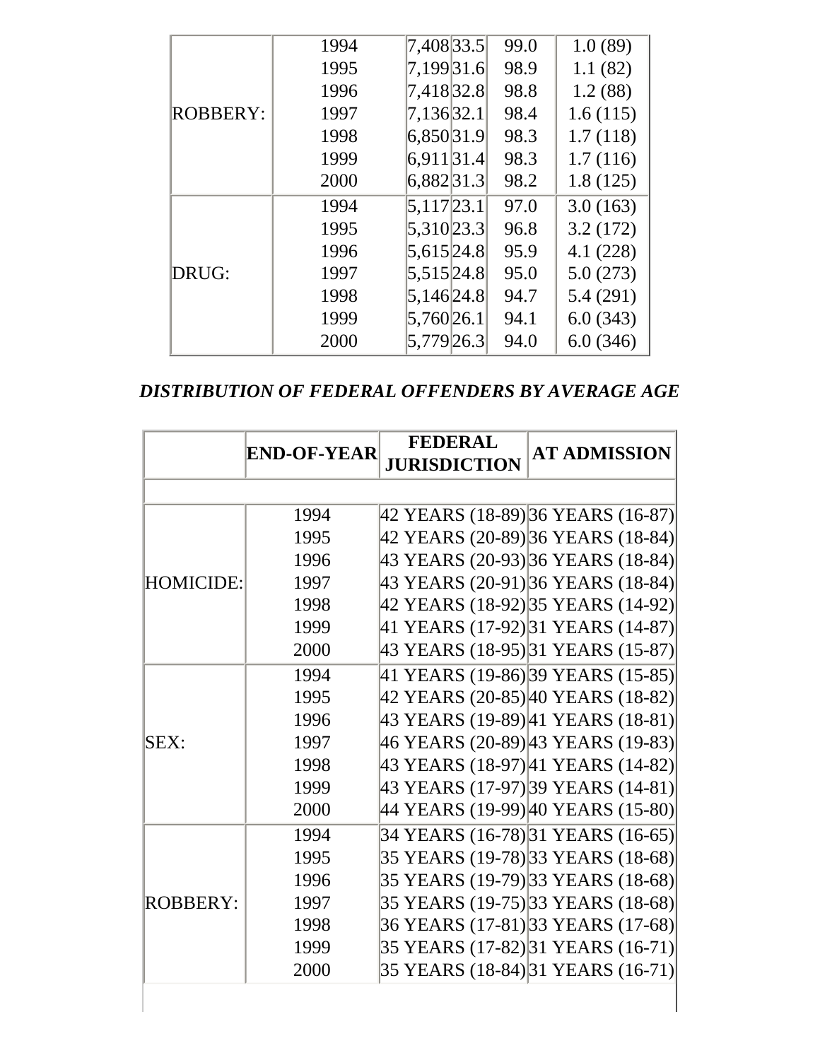| | | | | | |
|---|---|---|---|---|---|
| ROBBERY: | 1994 | 7,408 | 33.5 | 99.0 | 1.0 (89) |
| | 1995 | 7,199 | 31.6 | 98.9 | 1.1 (82) |
| | 1996 | 7,418 | 32.8 | 98.8 | 1.2 (88) |
| | 1997 | 7,136 | 32.1 | 98.4 | 1.6 (115) |
| | 1998 | 6,850 | 31.9 | 98.3 | 1.7 (118) |
| | 1999 | 6,911 | 31.4 | 98.3 | 1.7 (116) |
| | 2000 | 6,882 | 31.3 | 98.2 | 1.8 (125) |
| DRUG: | 1994 | 5,117 | 23.1 | 97.0 | 3.0 (163) |
| | 1995 | 5,310 | 23.3 | 96.8 | 3.2 (172) |
| | 1996 | 5,615 | 24.8 | 95.9 | 4.1 (228) |
| | 1997 | 5,515 | 24.8 | 95.0 | 5.0 (273) |
| | 1998 | 5,146 | 24.8 | 94.7 | 5.4 (291) |
| | 1999 | 5,760 | 26.1 | 94.1 | 6.0 (343) |
| | 2000 | 5,779 | 26.3 | 94.0 | 6.0 (346) |

### *DISTRIBUTION OF FEDERAL OFFENDERS BY AVERAGE AGE*

| | END-OF-YEAR | FEDERAL JURISDICTION | AT ADMISSION |
|---|---|---|---|
| HOMICIDE: | 1994 | 42 YEARS (18-89) | 36 YEARS (16-87) |
| | 1995 | 42 YEARS (20-89) | 36 YEARS (18-84) |
| | 1996 | 43 YEARS (20-93) | 36 YEARS (18-84) |
| | 1997 | 43 YEARS (20-91) | 36 YEARS (18-84) |
| | 1998 | 42 YEARS (18-92) | 35 YEARS (14-92) |
| | 1999 | 41 YEARS (17-92) | 31 YEARS (14-87) |
| | 2000 | 43 YEARS (18-95) | 31 YEARS (15-87) |
| SEX: | 1994 | 41 YEARS (19-86) | 39 YEARS (15-85) |
| | 1995 | 42 YEARS (20-85) | 40 YEARS (18-82) |
| | 1996 | 43 YEARS (19-89) | 41 YEARS (18-81) |
| | 1997 | 46 YEARS (20-89) | 43 YEARS (19-83) |
| | 1998 | 43 YEARS (18-97) | 41 YEARS (14-82) |
| | 1999 | 43 YEARS (17-97) | 39 YEARS (14-81) |
| | 2000 | 44 YEARS (19-99) | 40 YEARS (15-80) |
| ROBBERY: | 1994 | 34 YEARS (16-78) | 31 YEARS (16-65) |
| | 1995 | 35 YEARS (19-78) | 33 YEARS (18-68) |
| | 1996 | 35 YEARS (19-79) | 33 YEARS (18-68) |
| | 1997 | 35 YEARS (19-75) | 33 YEARS (18-68) |
| | 1998 | 36 YEARS (17-81) | 33 YEARS (17-68) |
| | 1999 | 35 YEARS (17-82) | 31 YEARS (16-71) |
| | 2000 | 35 YEARS (18-84) | 31 YEARS (16-71) |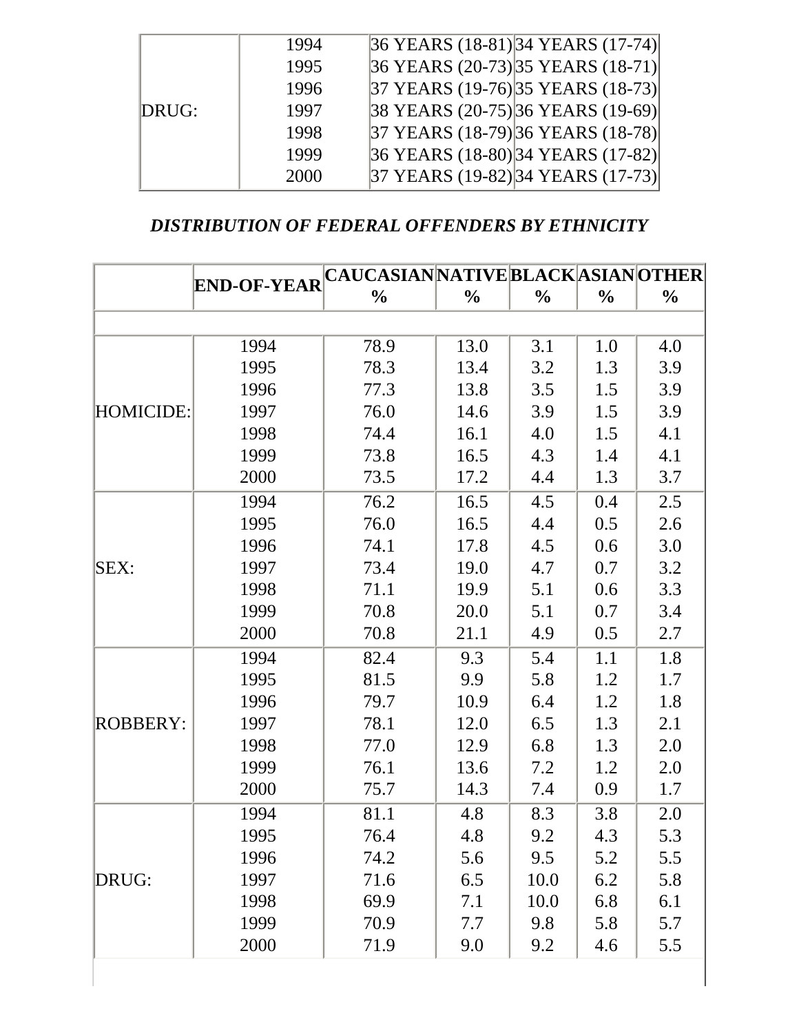| | | | |
|---|---|---|---|
| DRUG: | 1994 | 36 YEARS (18-81) | 34 YEARS (17-74) |
| | 1995 | 36 YEARS (20-73) | 35 YEARS (18-71) |
| | 1996 | 37 YEARS (19-76) | 35 YEARS (18-73) |
| | 1997 | 38 YEARS (20-75) | 36 YEARS (19-69) |
| | 1998 | 37 YEARS (18-79) | 36 YEARS (18-78) |
| | 1999 | 36 YEARS (18-80) | 34 YEARS (17-82) |
| | 2000 | 37 YEARS (19-82) | 34 YEARS (17-73) |

### *DISTRIBUTION OF FEDERAL OFFENDERS BY ETHNICITY*

| | END-OF-YEAR | CAUCASIAN % | NATIVE % | BLACK % | ASIAN % | OTHER % |
|---|---|---|---|---|---|---|
| HOMICIDE: | 1994 | 78.9 | 13.0 | 3.1 | 1.0 | 4.0 |
| | 1995 | 78.3 | 13.4 | 3.2 | 1.3 | 3.9 |
| | 1996 | 77.3 | 13.8 | 3.5 | 1.5 | 3.9 |
| | 1997 | 76.0 | 14.6 | 3.9 | 1.5 | 3.9 |
| | 1998 | 74.4 | 16.1 | 4.0 | 1.5 | 4.1 |
| | 1999 | 73.8 | 16.5 | 4.3 | 1.4 | 4.1 |
| | 2000 | 73.5 | 17.2 | 4.4 | 1.3 | 3.7 |
| SEX: | 1994 | 76.2 | 16.5 | 4.5 | 0.4 | 2.5 |
| | 1995 | 76.0 | 16.5 | 4.4 | 0.5 | 2.6 |
| | 1996 | 74.1 | 17.8 | 4.5 | 0.6 | 3.0 |
| | 1997 | 73.4 | 19.0 | 4.7 | 0.7 | 3.2 |
| | 1998 | 71.1 | 19.9 | 5.1 | 0.6 | 3.3 |
| | 1999 | 70.8 | 20.0 | 5.1 | 0.7 | 3.4 |
| | 2000 | 70.8 | 21.1 | 4.9 | 0.5 | 2.7 |
| ROBBERY: | 1994 | 82.4 | 9.3 | 5.4 | 1.1 | 1.8 |
| | 1995 | 81.5 | 9.9 | 5.8 | 1.2 | 1.7 |
| | 1996 | 79.7 | 10.9 | 6.4 | 1.2 | 1.8 |
| | 1997 | 78.1 | 12.0 | 6.5 | 1.3 | 2.1 |
| | 1998 | 77.0 | 12.9 | 6.8 | 1.3 | 2.0 |
| | 1999 | 76.1 | 13.6 | 7.2 | 1.2 | 2.0 |
| | 2000 | 75.7 | 14.3 | 7.4 | 0.9 | 1.7 |
| DRUG: | 1994 | 81.1 | 4.8 | 8.3 | 3.8 | 2.0 |
| | 1995 | 76.4 | 4.8 | 9.2 | 4.3 | 5.3 |
| | 1996 | 74.2 | 5.6 | 9.5 | 5.2 | 5.5 |
| | 1997 | 71.6 | 6.5 | 10.0 | 6.2 | 5.8 |
| | 1998 | 69.9 | 7.1 | 10.0 | 6.8 | 6.1 |
| | 1999 | 70.9 | 7.7 | 9.8 | 5.8 | 5.7 |
| | 2000 | 71.9 | 9.0 | 9.2 | 4.6 | 5.5 |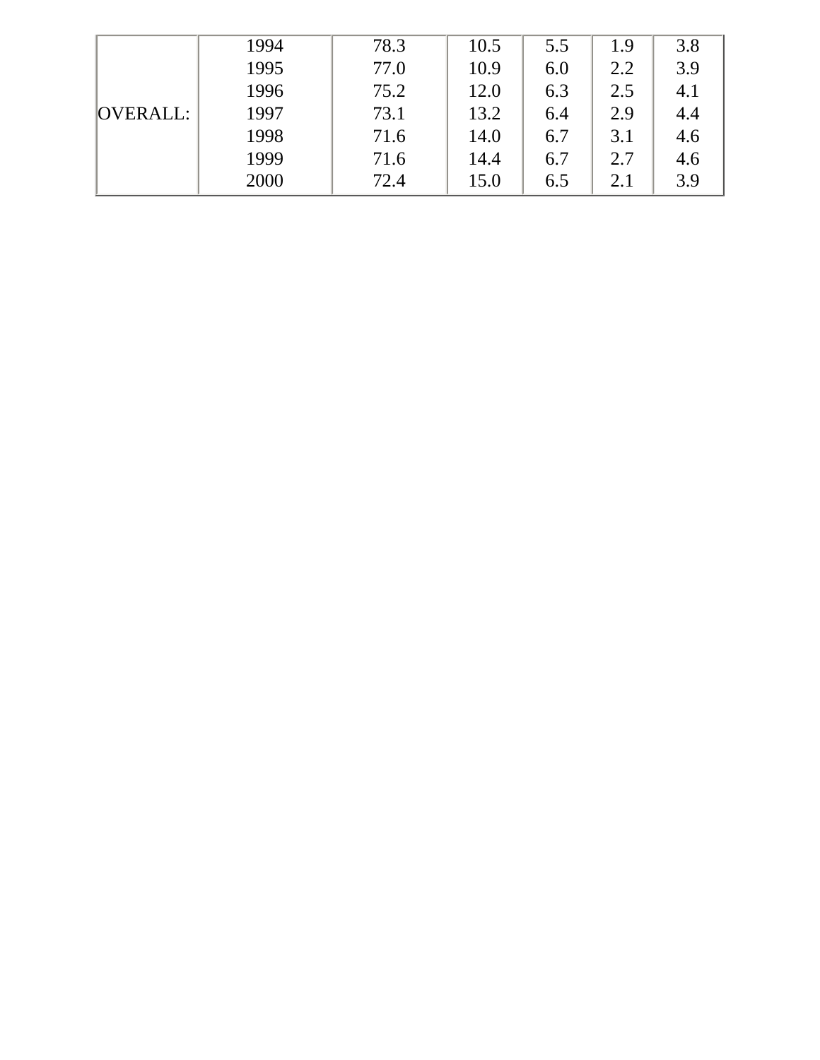| | | | | | | |
|---|---|---|---|---|---|---|
| OVERALL: | 1994 | 78.3 | 10.5 | 5.5 | 1.9 | 3.8 |
| | 1995 | 77.0 | 10.9 | 6.0 | 2.2 | 3.9 |
| | 1996 | 75.2 | 12.0 | 6.3 | 2.5 | 4.1 |
| | 1997 | 73.1 | 13.2 | 6.4 | 2.9 | 4.4 |
| | 1998 | 71.6 | 14.0 | 6.7 | 3.1 | 4.6 |
| | 1999 | 71.6 | 14.4 | 6.7 | 2.7 | 4.6 |
| | 2000 | 72.4 | 15.0 | 6.5 | 2.1 | 3.9 |